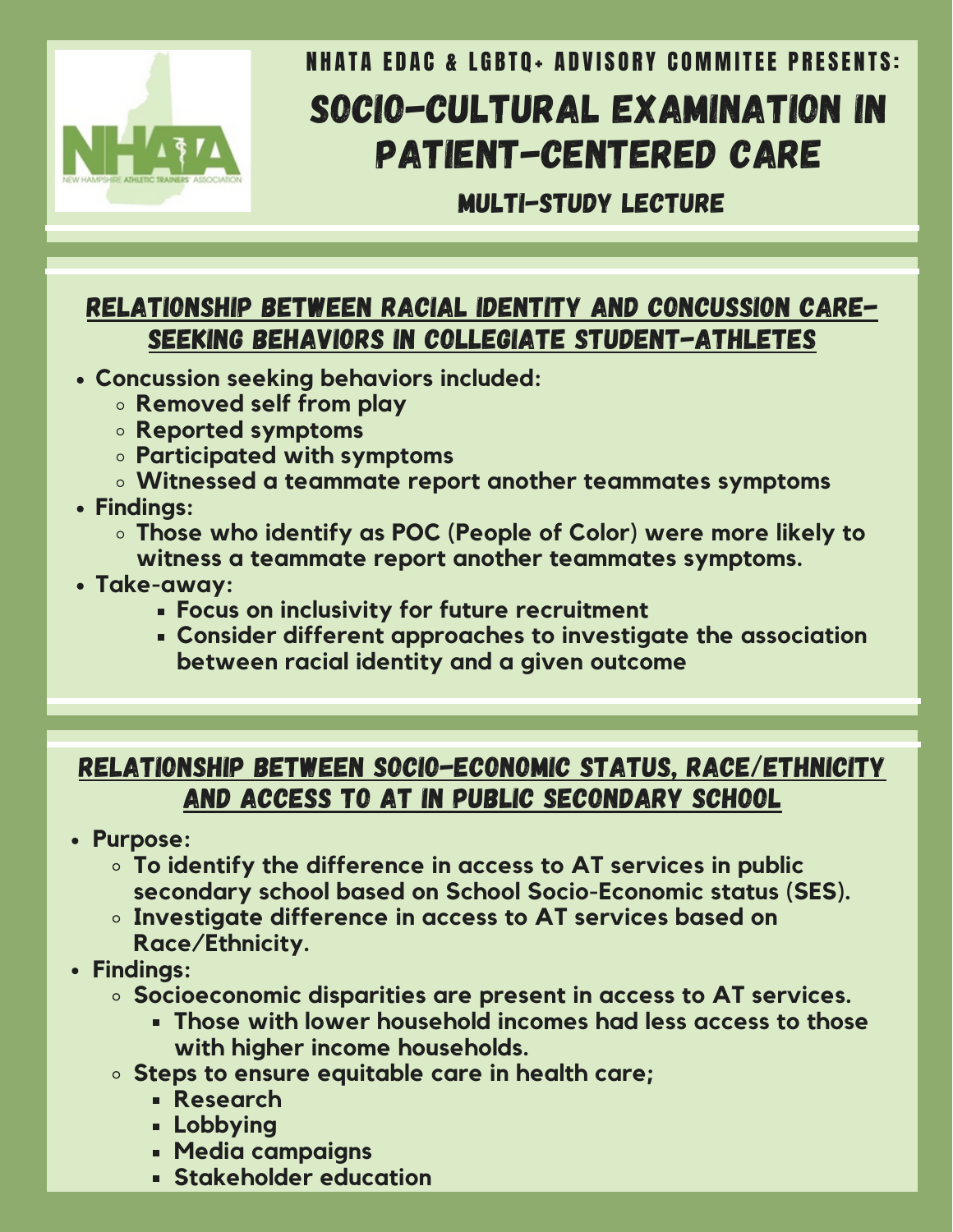NHATA EDAC & LGBTQ+ ADVISORY COMMITEE PRESENTS:

# SOCIO-CULTURAL EXAMINATION IN PATIENT-CENTERED CARE

### MULTI-STUDY LECTURE

## RELATIONSHIP BETWEEN RACIAL IDENTITY AND CONCUSSION CARE-SEEKING BEHAVIORS IN COLLEGIATE STUDENT-ATHLETES

- **Concussion seeking behaviors included:**
  - **Removed self from play**
  - **Reported symptoms**
  - **Participated with symptoms**
  - **Witnessed a teammate report another teammates symptoms**
- **Findings:**
  - **Those who identify as POC (People of Color) were more likely to witness a teammate report another teammates symptoms.**
- **Take-away:**
  - **Focus on inclusivity for future recruitment**
  - **Consider different approaches to investigate the association between racial identity and a given outcome**

## RELATIONSHIP BETWEEN SOCIO-ECONOMIC STATUS, RACE/ETHNICITY AND ACCESS TO AT IN PUBLIC SECONDARY SCHOOL

- **Purpose:**
  - **To identify the difference in access to AT services in public secondary school based on School Socio-Economic status (SES).**
  - **Investigate difference in access to AT services based on Race/Ethnicity.**
- **Findings:**
  - **Socioeconomic disparities are present in access to AT services.**
    - **Those with lower household incomes had less access to those with higher income households.**
  - **Steps to ensure equitable care in health care;**
    - **Research**
    - **Lobbying**
    - **Media campaigns**
    - **Stakeholder education**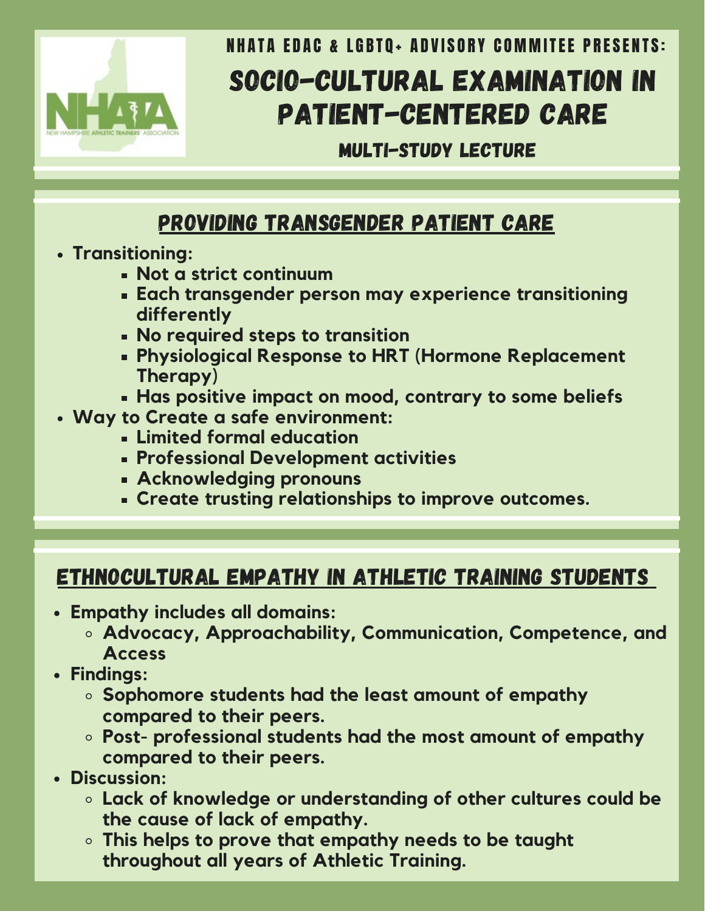NHATA EDAC & LGBTQ+ ADVISORY COMMITEE PRESENTS:

# SOCIO-CULTURAL EXAMINATION IN PATIENT-CENTERED CARE

### MULTI-STUDY LECTURE

## PROVIDING TRANSGENDER PATIENT CARE

- **Transitioning:**
  - **Not a strict continuum**
  - **Each transgender person may experience transitioning differently**
  - **No required steps to transition**
  - **Physiological Response to HRT (Hormone Replacement Therapy)**
  - **Has positive impact on mood, contrary to some beliefs**
- **Way to Create a safe environment:**
  - **Limited formal education**
  - **Professional Development activities**
  - **Acknowledging pronouns**
  - **Create trusting relationships to improve outcomes.**

## ETHNOCULTURAL EMPATHY IN ATHLETIC TRAINING STUDENTS

- **Empathy includes all domains:**
  - **Advocacy, Approachability, Communication, Competence, and Access**
- **Findings:**
  - **Sophomore students had the least amount of empathy compared to their peers.**
  - **Post- professional students had the most amount of empathy compared to their peers.**
- **Discussion:**
  - **Lack of knowledge or understanding of other cultures could be the cause of lack of empathy.**
  - **This helps to prove that empathy needs to be taught throughout all years of Athletic Training.**